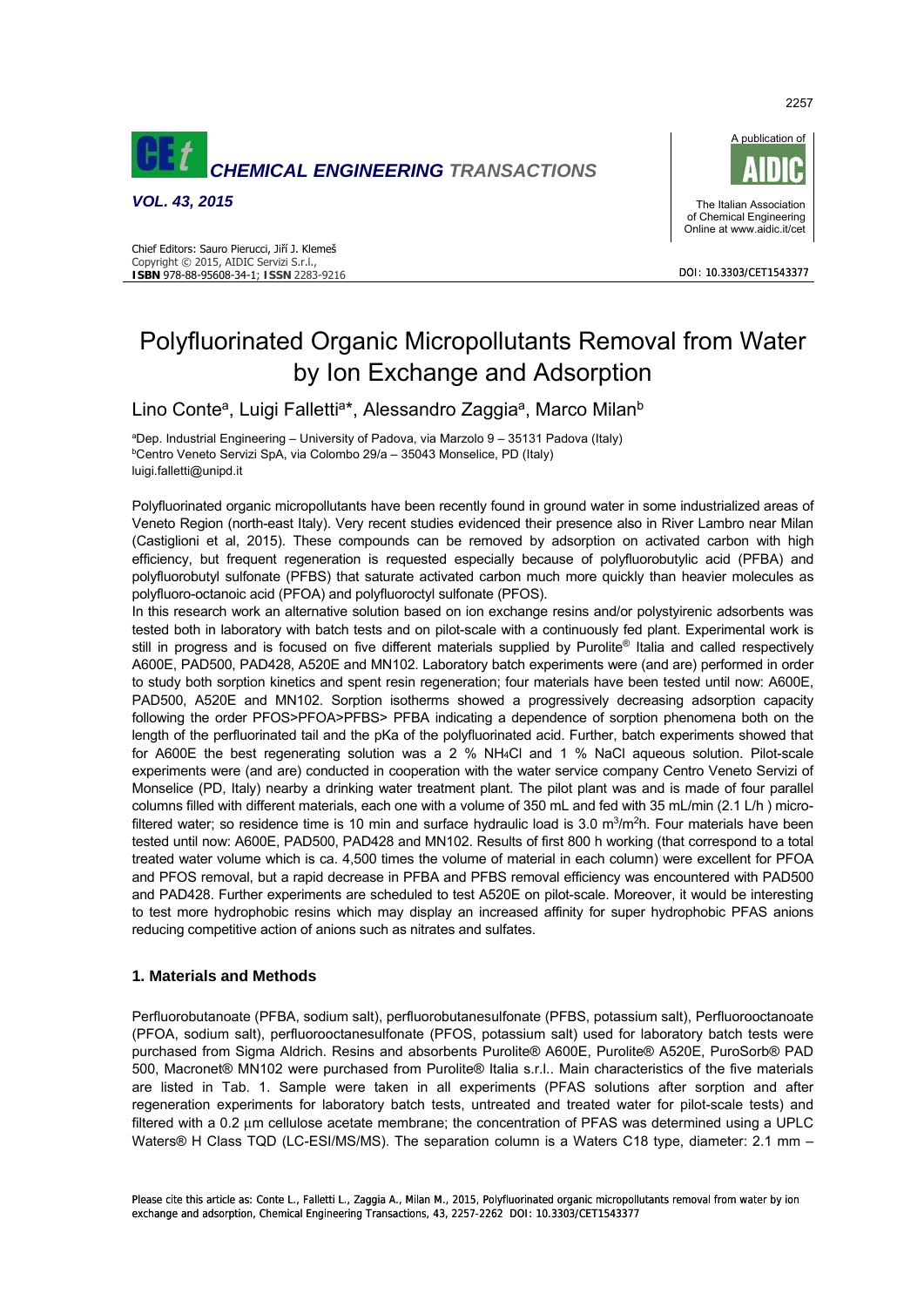# Polyfluorinated Organic Micropollutants Removal from Water by Ion Exchange and Adsorption

Lino Conte[a], Luigi Falletti[a]*, Alessandro Zaggia[a], Marco Milan[b]

[a]Dep. Industrial Engineering – University of Padova, via Marzolo 9 – 35131 Padova (Italy)
[b]Centro Veneto Servizi SpA, via Colombo 29/a – 35043 Monselice, PD (Italy)
luigi.falletti@unipd.it

Polyfluorinated organic micropollutants have been recently found in ground water in some industrialized areas of Veneto Region (north-east Italy). Very recent studies evidenced their presence also in River Lambro near Milan (Castiglioni et al, 2015). These compounds can be removed by adsorption on activated carbon with high efficiency, but frequent regeneration is requested especially because of polyfluorobutylic acid (PFBA) and polyfluorobutyl sulfonate (PFBS) that saturate activated carbon much more quickly than heavier molecules as polyfluoro-octanoic acid (PFOA) and polyfluoroctyl sulfonate (PFOS).

In this research work an alternative solution based on ion exchange resins and/or polystyirenic adsorbents was tested both in laboratory with batch tests and on pilot-scale with a continuously fed plant. Experimental work is still in progress and is focused on five different materials supplied by Purolite® Italia and called respectively A600E, PAD500, PAD428, A520E and MN102. Laboratory batch experiments were (and are) performed in order to study both sorption kinetics and spent resin regeneration; four materials have been tested until now: A600E, PAD500, A520E and MN102. Sorption isotherms showed a progressively decreasing adsorption capacity following the order PFOS>PFOA>PFBS> PFBA indicating a dependence of sorption phenomena both on the length of the perfluorinated tail and the pKa of the polyfluorinated acid. Further, batch experiments showed that for A600E the best regenerating solution was a 2 % $NH_4Cl$ and 1 % NaCl aqueous solution. Pilot-scale experiments were (and are) conducted in cooperation with the water service company Centro Veneto Servizi of Monselice (PD, Italy) nearby a drinking water treatment plant. The pilot plant was and is made of four parallel columns filled with different materials, each one with a volume of 350 mL and fed with 35 mL/min (2.1 L/h ) micro-filtered water; so residence time is 10 min and surface hydraulic load is 3.0 $m^3/m^2h$. Four materials have been tested until now: A600E, PAD500, PAD428 and MN102. Results of first 800 h working (that correspond to a total treated water volume which is ca. 4,500 times the volume of material in each column) were excellent for PFOA and PFOS removal, but a rapid decrease in PFBA and PFBS removal efficiency was encountered with PAD500 and PAD428. Further experiments are scheduled to test A520E on pilot-scale. Moreover, it would be interesting to test more hydrophobic resins which may display an increased affinity for super hydrophobic PFAS anions reducing competitive action of anions such as nitrates and sulfates.

## 1. Materials and Methods

Perfluorobutanoate (PFBA, sodium salt), perfluorobutanesulfonate (PFBS, potassium salt), Perfluorooctanoate (PFOA, sodium salt), perfluorooctanesulfonate (PFOS, potassium salt) used for laboratory batch tests were purchased from Sigma Aldrich. Resins and absorbents Purolite® A600E, Purolite® A520E, PuroSorb® PAD 500, Macronet® MN102 were purchased from Purolite® Italia s.r.l.. Main characteristics of the five materials are listed in Tab. 1. Sample were taken in all experiments (PFAS solutions after sorption and after regeneration experiments for laboratory batch tests, untreated and treated water for pilot-scale tests) and filtered with a 0.2 μm cellulose acetate membrane; the concentration of PFAS was determined using a UPLC Waters® H Class TQD (LC-ESI/MS/MS). The separation column is a Waters C18 type, diameter: 2.1 mm –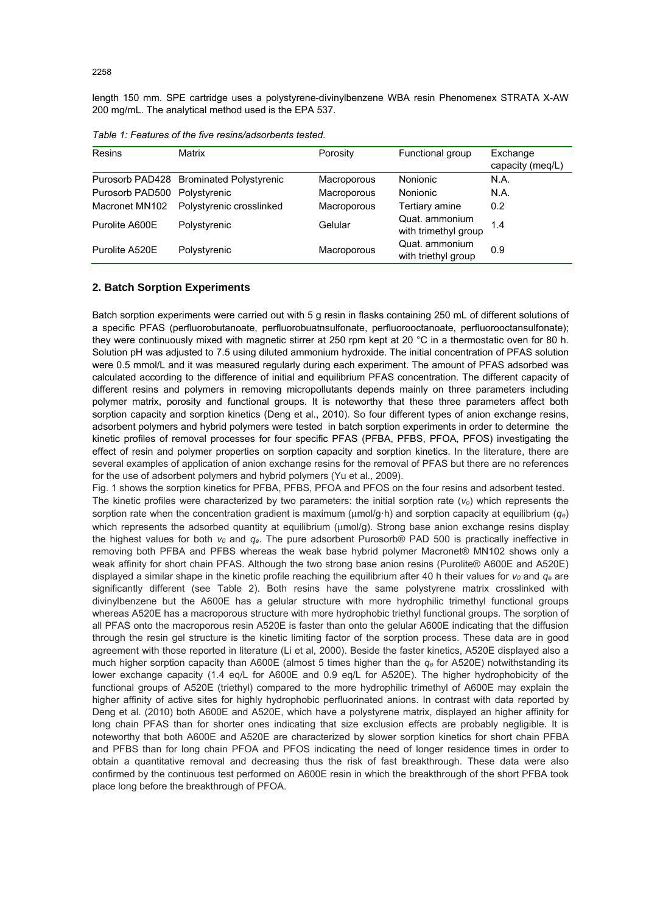length 150 mm. SPE cartridge uses a polystyrene-divinylbenzene WBA resin Phenomenex STRATA X-AW 200 mg/mL. The analytical method used is the EPA 537.

*Table 1: Features of the five resins/adsorbents tested.*

| Resins | Matrix | Porosity | Functional group | Exchange capacity (meq/L) |
|---|---|---|---|---|
| Purosorb PAD428 | Brominated Polystyrenic | Macroporous | Nonionic | N.A. |
| Purosorb PAD500 | Polystyrenic | Macroporous | Nonionic | N.A. |
| Macronet MN102 | Polystyrenic crosslinked | Macroporous | Tertiary amine | 0.2 |
| Purolite A600E | Polystyrenic | Gelular | Quat. ammonium with trimethyl group | 1.4 |
| Purolite A520E | Polystyrenic | Macroporous | Quat. ammonium with triethyl group | 0.9 |

## 2. Batch Sorption Experiments

Batch sorption experiments were carried out with 5 g resin in flasks containing 250 mL of different solutions of a specific PFAS (perfluorobutanoate, perfluorobuatnsulfonate, perfluorooctanoate, perfluorooctansulfonate); they were continuously mixed with magnetic stirrer at 250 rpm kept at 20 °C in a thermostatic oven for 80 h. Solution pH was adjusted to 7.5 using diluted ammonium hydroxide. The initial concentration of PFAS solution were 0.5 mmol/L and it was measured regularly during each experiment. The amount of PFAS adsorbed was calculated according to the difference of initial and equilibrium PFAS concentration. The different capacity of different resins and polymers in removing micropollutants depends mainly on three parameters including polymer matrix, porosity and functional groups. It is noteworthy that these three parameters affect both sorption capacity and sorption kinetics (Deng et al., 2010). So four different types of anion exchange resins, adsorbent polymers and hybrid polymers were tested in batch sorption experiments in order to determine the kinetic profiles of removal processes for four specific PFAS (PFBA, PFBS, PFOA, PFOS) investigating the effect of resin and polymer properties on sorption capacity and sorption kinetics. In the literature, there are several examples of application of anion exchange resins for the removal of PFAS but there are no references for the use of adsorbent polymers and hybrid polymers (Yu et al., 2009).

Fig. 1 shows the sorption kinetics for PFBA, PFBS, PFOA and PFOS on the four resins and adsorbent tested. The kinetic profiles were characterized by two parameters: the initial sorption rate ($v_o$) which represents the sorption rate when the concentration gradient is maximum (μmol/g·h) and sorption capacity at equilibrium ($q_e$) which represents the adsorbed quantity at equilibrium (μmol/g). Strong base anion exchange resins display the highest values for both $v_0$ and $q_e$. The pure adsorbent Purosorb® PAD 500 is practically ineffective in removing both PFBA and PFBS whereas the weak base hybrid polymer Macronet® MN102 shows only a weak affinity for short chain PFAS. Although the two strong base anion resins (Purolite® A600E and A520E) displayed a similar shape in the kinetic profile reaching the equilibrium after 40 h their values for $v_0$ and $q_e$ are significantly different (see Table 2). Both resins have the same polystyrene matrix crosslinked with divinylbenzene but the A600E has a gelular structure with more hydrophilic trimethyl functional groups whereas A520E has a macroporous structure with more hydrophobic triethyl functional groups. The sorption of all PFAS onto the macroporous resin A520E is faster than onto the gelular A600E indicating that the diffusion through the resin gel structure is the kinetic limiting factor of the sorption process. These data are in good agreement with those reported in literature (Li et al, 2000). Beside the faster kinetics, A520E displayed also a much higher sorption capacity than A600E (almost 5 times higher than the $q_e$ for A520E) notwithstanding its lower exchange capacity (1.4 eq/L for A600E and 0.9 eq/L for A520E). The higher hydrophobicity of the functional groups of A520E (triethyl) compared to the more hydrophilic trimethyl of A600E may explain the higher affinity of active sites for highly hydrophobic perfluorinated anions. In contrast with data reported by Deng et al. (2010) both A600E and A520E, which have a polystyrene matrix, displayed an higher affinity for long chain PFAS than for shorter ones indicating that size exclusion effects are probably negligible. It is noteworthy that both A600E and A520E are characterized by slower sorption kinetics for short chain PFBA and PFBS than for long chain PFOA and PFOS indicating the need of longer residence times in order to obtain a quantitative removal and decreasing thus the risk of fast breakthrough. These data were also confirmed by the continuous test performed on A600E resin in which the breakthrough of the short PFBA took place long before the breakthrough of PFOA.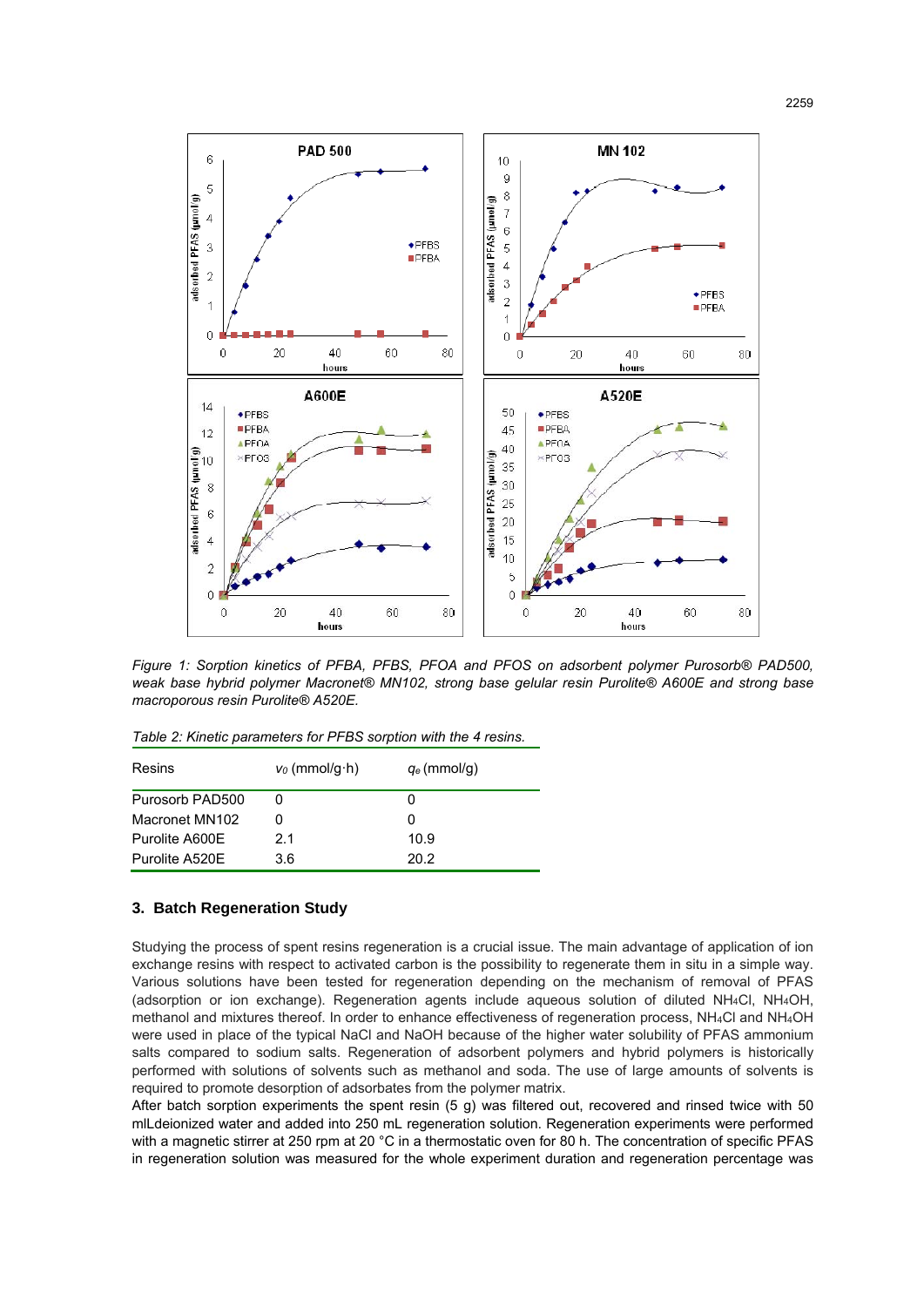*Figure 1: Sorption kinetics of PFBA, PFBS, PFOA and PFOS on adsorbent polymer Purosorb® PAD500, weak base hybrid polymer Macronet® MN102, strong base gelular resin Purolite® A600E and strong base macroporous resin Purolite® A520E.*

*Table 2: Kinetic parameters for PFBS sorption with the 4 resins.*

| Resins | $v_0$ (mmol/g·h) | $q_e$ (mmol/g) |
|---|---|---|
| Purosorb PAD500 | 0 | 0 |
| Macronet MN102 | 0 | 0 |
| Purolite A600E | 2.1 | 10.9 |
| Purolite A520E | 3.6 | 20.2 |

## 3. Batch Regeneration Study

Studying the process of spent resins regeneration is a crucial issue. The main advantage of application of ion exchange resins with respect to activated carbon is the possibility to regenerate them in situ in a simple way. Various solutions have been tested for regeneration depending on the mechanism of removal of PFAS (adsorption or ion exchange). Regeneration agents include aqueous solution of diluted $NH_4Cl$, $NH_4OH$, methanol and mixtures thereof. In order to enhance effectiveness of regeneration process, $NH_4Cl$ and $NH_4OH$ were used in place of the typical NaCl and NaOH because of the higher water solubility of PFAS ammonium salts compared to sodium salts. Regeneration of adsorbent polymers and hybrid polymers is historically performed with solutions of solvents such as methanol and soda. The use of large amounts of solvents is required to promote desorption of adsorbates from the polymer matrix.

After batch sorption experiments the spent resin (5 g) was filtered out, recovered and rinsed twice with 50 mLdeionized water and added into 250 mL regeneration solution. Regeneration experiments were performed with a magnetic stirrer at 250 rpm at 20 °C in a thermostatic oven for 80 h. The concentration of specific PFAS in regeneration solution was measured for the whole experiment duration and regeneration percentage was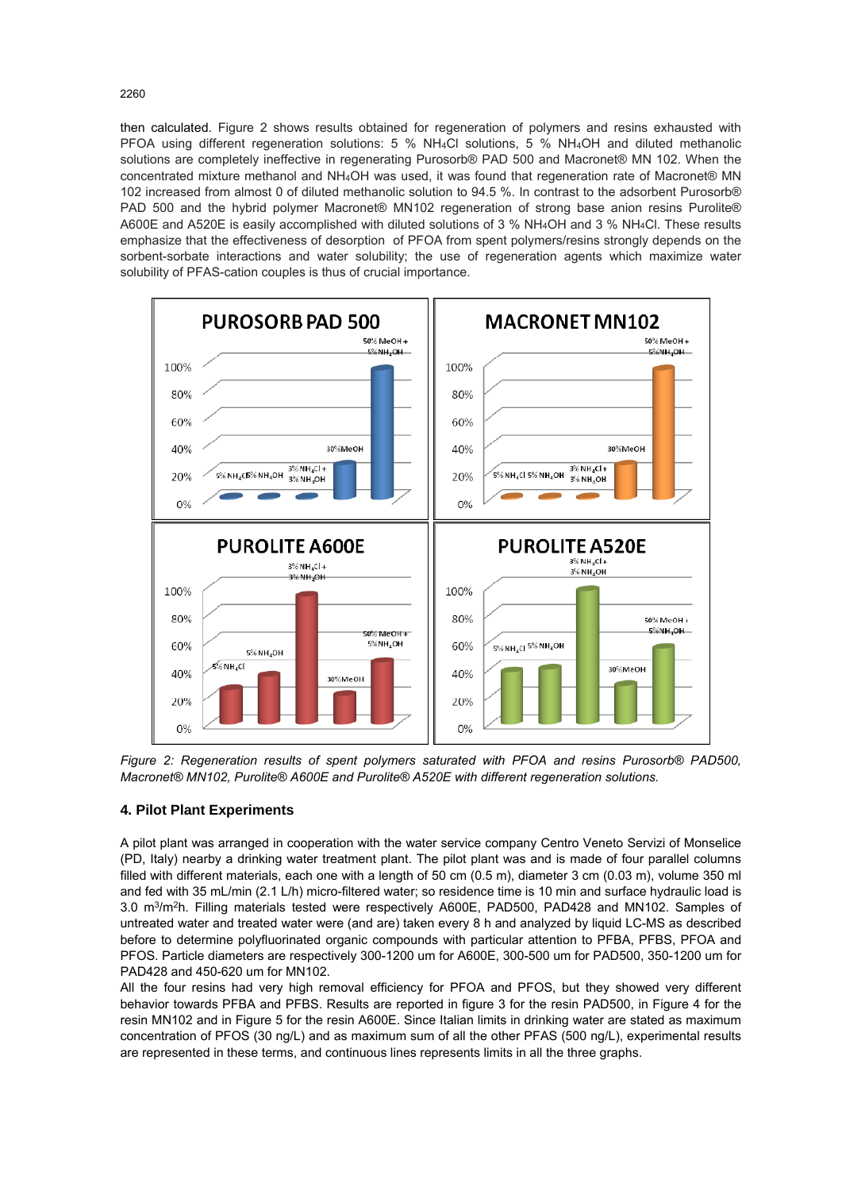then calculated. Figure 2 shows results obtained for regeneration of polymers and resins exhausted with PFOA using different regeneration solutions: 5 % $NH_4Cl$ solutions, 5 % $NH_4OH$ and diluted methanolic solutions are completely ineffective in regenerating Purosorb® PAD 500 and Macronet® MN 102. When the concentrated mixture methanol and $NH_4OH$ was used, it was found that regeneration rate of Macronet® MN 102 increased from almost 0 of diluted methanolic solution to 94.5 %. In contrast to the adsorbent Purosorb® PAD 500 and the hybrid polymer Macronet® MN102 regeneration of strong base anion resins Purolite® A600E and A520E is easily accomplished with diluted solutions of 3 % $NH_4OH$ and 3 % $NH_4Cl$. These results emphasize that the effectiveness of desorption of PFOA from spent polymers/resins strongly depends on the sorbent-sorbate interactions and water solubility; the use of regeneration agents which maximize water solubility of PFAS-cation couples is thus of crucial importance.

*Figure 2: Regeneration results of spent polymers saturated with PFOA and resins Purosorb® PAD500, Macronet® MN102, Purolite® A600E and Purolite® A520E with different regeneration solutions.*

## 4. Pilot Plant Experiments

A pilot plant was arranged in cooperation with the water service company Centro Veneto Servizi of Monselice (PD, Italy) nearby a drinking water treatment plant. The pilot plant was and is made of four parallel columns filled with different materials, each one with a length of 50 cm (0.5 m), diameter 3 cm (0.03 m), volume 350 ml and fed with 35 mL/min (2.1 L/h) micro-filtered water; so residence time is 10 min and surface hydraulic load is 3.0 $m^3/m^2h$. Filling materials tested were respectively A600E, PAD500, PAD428 and MN102. Samples of untreated water and treated water were (and are) taken every 8 h and analyzed by liquid LC-MS as described before to determine polyfluorinated organic compounds with particular attention to PFBA, PFBS, PFOA and PFOS. Particle diameters are respectively 300-1200 um for A600E, 300-500 um for PAD500, 350-1200 um for PAD428 and 450-620 um for MN102.

All the four resins had very high removal efficiency for PFOA and PFOS, but they showed very different behavior towards PFBA and PFBS. Results are reported in figure 3 for the resin PAD500, in Figure 4 for the resin MN102 and in Figure 5 for the resin A600E. Since Italian limits in drinking water are stated as maximum concentration of PFOS (30 ng/L) and as maximum sum of all the other PFAS (500 ng/L), experimental results are represented in these terms, and continuous lines represents limits in all the three graphs.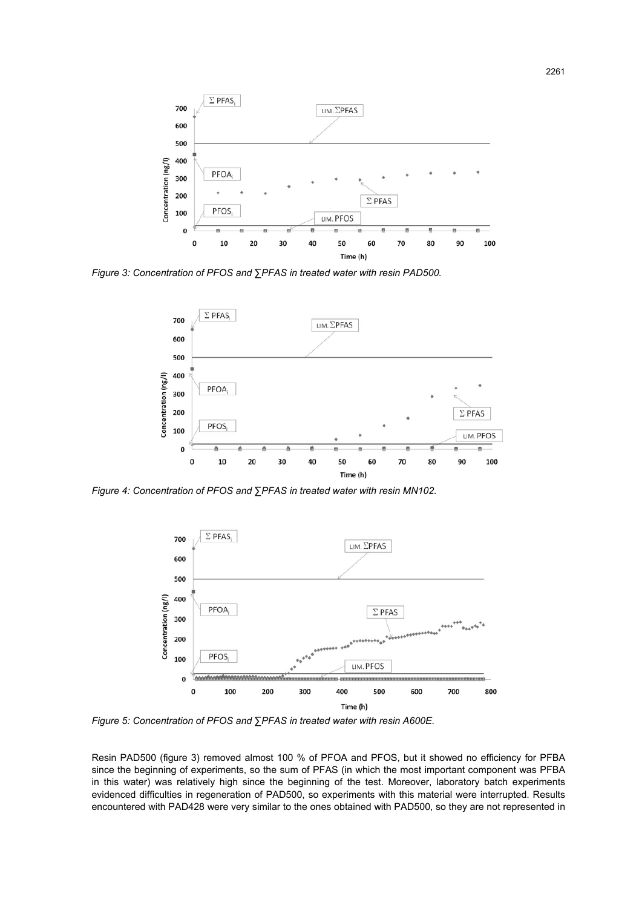Figure 3: Concentration of PFOS and ∑PFAS in treated water with resin PAD500.

Figure 4: Concentration of PFOS and ∑PFAS in treated water with resin MN102.

Figure 5: Concentration of PFOS and ∑PFAS in treated water with resin A600E.

Resin PAD500 (figure 3) removed almost 100 % of PFOA and PFOS, but it showed no efficiency for PFBA since the beginning of experiments, so the sum of PFAS (in which the most important component was PFBA in this water) was relatively high since the beginning of the test. Moreover, laboratory batch experiments evidenced difficulties in regeneration of PAD500, so experiments with this material were interrupted. Results encountered with PAD428 were very similar to the ones obtained with PAD500, so they are not represented in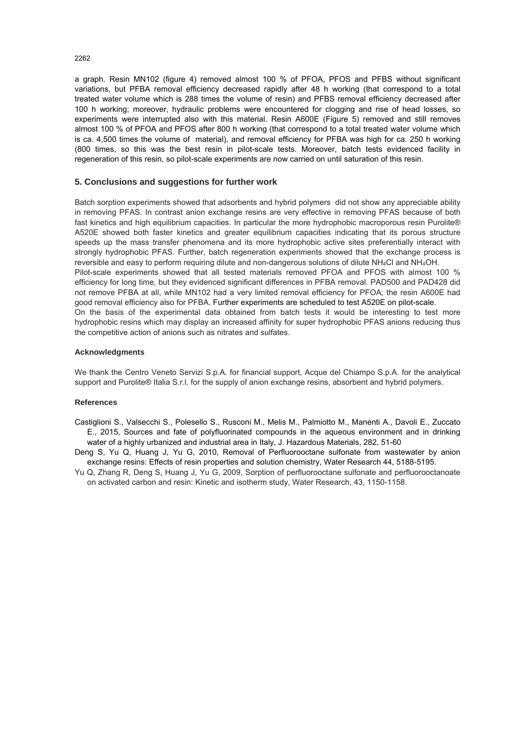a graph. Resin MN102 (figure 4) removed almost 100 % of PFOA, PFOS and PFBS without significant variations, but PFBA removal efficiency decreased rapidly after 48 h working (that correspond to a total treated water volume which is 288 times the volume of resin) and PFBS removal efficiency decreased after 100 h working; moreover, hydraulic problems were encountered for clogging and rise of head losses, so experiments were interrupted also with this material. Resin A600E (Figure 5) removed and still removes almost 100 % of PFOA and PFOS after 800 h working (that correspond to a total treated water volume which is ca. 4,500 times the volume of material), and removal efficiency for PFBA was high for ca. 250 h working (800 times, so this was the best resin in pilot-scale tests. Moreover, batch tests evidenced facility in regeneration of this resin, so pilot-scale experiments are now carried on until saturation of this resin.

## 5. Conclusions and suggestions for further work

Batch sorption experiments showed that adsorbents and hybrid polymers did not show any appreciable ability in removing PFAS. In contrast anion exchange resins are very effective in removing PFAS because of both fast kinetics and high equilibrium capacities. In particular the more hydrophobic macroporous resin Purolite® A520E showed both faster kinetics and greater equilibrium capacities indicating that its porous structure speeds up the mass transfer phenomena and its more hydrophobic active sites preferentially interact with strongly hydrophobic PFAS. Further, batch regeneration experiments showed that the exchange process is reversible and easy to perform requiring dilute and non-dangerous solutions of dilute $NH_4Cl$ and $NH_4OH$.

Pilot-scale experiments showed that all tested materials removed PFOA and PFOS with almost 100 % efficiency for long time, but they evidenced significant differences in PFBA removal. PAD500 and PAD428 did not remove PFBA at all, while MN102 had a very limited removal efficiency for PFOA; the resin A600E had good removal efficiency also for PFBA. Further experiments are scheduled to test A520E on pilot-scale.

On the basis of the experimental data obtained from batch tests it would be interesting to test more hydrophobic resins which may display an increased affinity for super hydrophobic PFAS anions reducing thus the competitive action of anions such as nitrates and sulfates.

### Acknowledgments

We thank the Centro Veneto Servizi S.p.A. for financial support, Acque del Chiampo S.p.A. for the analytical support and Purolite® Italia S.r.l. for the supply of anion exchange resins, absorbent and hybrid polymers.

### References

Castiglioni S., Valsecchi S., Polesello S., Rusconi M., Melis M., Palmiotto M., Manenti A., Davoli E., Zuccato E., 2015, Sources and fate of polyfluorinated compounds in the aqueous environment and in drinking water of a highly urbanized and industrial area in Italy, J. Hazardous Materials, 282, 51-60

Deng S, Yu Q, Huang J, Yu G, 2010, Removal of Perfluorooctane sulfonate from wastewater by anion exchange resins: Effects of resin properties and solution chemistry, Water Research 44, 5188-5195.

Yu Q, Zhang R, Deng S, Huang J, Yu G, 2009, Sorption of perfluorooctane sulfonate and perfluorooctanoate on activated carbon and resin: Kinetic and isotherm study, Water Research, 43, 1150-1158.